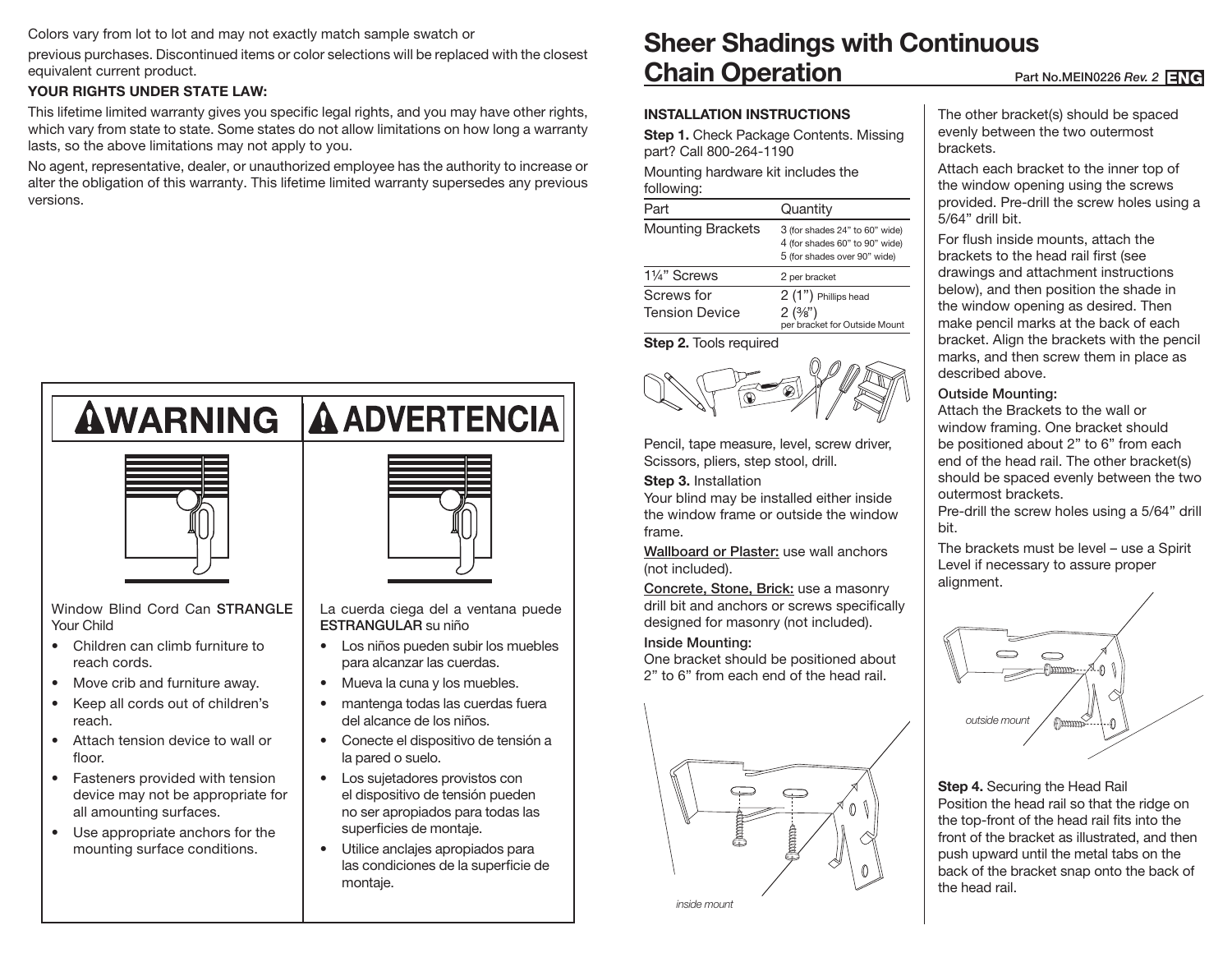Colors vary from lot to lot and may not exactly match sample swatch or previous purchases. Discontinued items or color selections will be replaced with the closest equivalent current product.

**YOUR RIGHTS UNDER STATE LAW:**

This lifetime limited warranty gives you specific legal rights, and you may have other rights, which vary from state to state. Some states do not allow limitations on how long a warranty lasts, so the above limitations may not apply to you.

No agent, representative, dealer, or unauthorized employee has the authority to increase or alter the obligation of this warranty. This lifetime limited warranty supersedes any previous versions.

## ⚠WARNING

Window Blind Cord Can **STRANGLE** Your Child

- Children can climb furniture to reach cords.
- Move crib and furniture away.
- Keep all cords out of children's reach.
- Attach tension device to wall or floor.
- Fasteners provided with tension device may not be appropriate for all amounting surfaces.
- Use appropriate anchors for the mounting surface conditions.

## ⚠ADVERTENCIA

La cuerda ciega del a ventana puede **ESTRANGULAR** su niño

- Los niños pueden subir los muebles para alcanzar las cuerdas.
- Mueva la cuna y los muebles.
- mantenga todas las cuerdas fuera del alcance de los niños.
- Conecte el dispositivo de tensión a la pared o suelo.
- Los sujetadores provistos con el dispositivo de tensión pueden no ser apropiados para todas las superficies de montaje.
- Utilice anclajes apropiados para las condiciones de la superficie de montaje.

# Sheer Shadings with Continuous Chain Operation

Part No.MEIN0226 *Rev. 2* **ENG**

**INSTALLATION INSTRUCTIONS**

**Step 1.** Check Package Contents. Missing part? Call 800-264-1190

Mounting hardware kit includes the following:

| Part | Quantity |
|---|---|
| Mounting Brackets | 3 (for shades 24" to 60" wide) 4 (for shades 60" to 90" wide) 5 (for shades over 90" wide) |
| 1¼" Screws | 2 per bracket |
| Screws for Tension Device | 2 (1") Phillips head 2 (⅜") per bracket for Outside Mount |

**Step 2.** Tools required

Pencil, tape measure, level, screw driver, Scissors, pliers, step stool, drill.

**Step 3.** Installation

Your blind may be installed either inside the window frame or outside the window frame.

Wallboard or Plaster: use wall anchors (not included).

Concrete, Stone, Brick: use a masonry drill bit and anchors or screws specifically designed for masonry (not included).

**Inside Mounting:**

One bracket should be positioned about 2" to 6" from each end of the head rail.

*inside mount*

The other bracket(s) should be spaced evenly between the two outermost brackets.

Attach each bracket to the inner top of the window opening using the screws provided. Pre-drill the screw holes using a 5/64" drill bit.

For flush inside mounts, attach the brackets to the head rail first (see drawings and attachment instructions below), and then position the shade in the window opening as desired. Then make pencil marks at the back of each bracket. Align the brackets with the pencil marks, and then screw them in place as described above.

**Outside Mounting:**

Attach the Brackets to the wall or window framing. One bracket should be positioned about 2" to 6" from each end of the head rail. The other bracket(s) should be spaced evenly between the two outermost brackets.

Pre-drill the screw holes using a 5/64" drill bit.

The brackets must be level – use a Spirit Level if necessary to assure proper alignment.

*outside mount*

**Step 4.** Securing the Head Rail

Position the head rail so that the ridge on the top-front of the head rail fits into the front of the bracket as illustrated, and then push upward until the metal tabs on the back of the bracket snap onto the back of the head rail.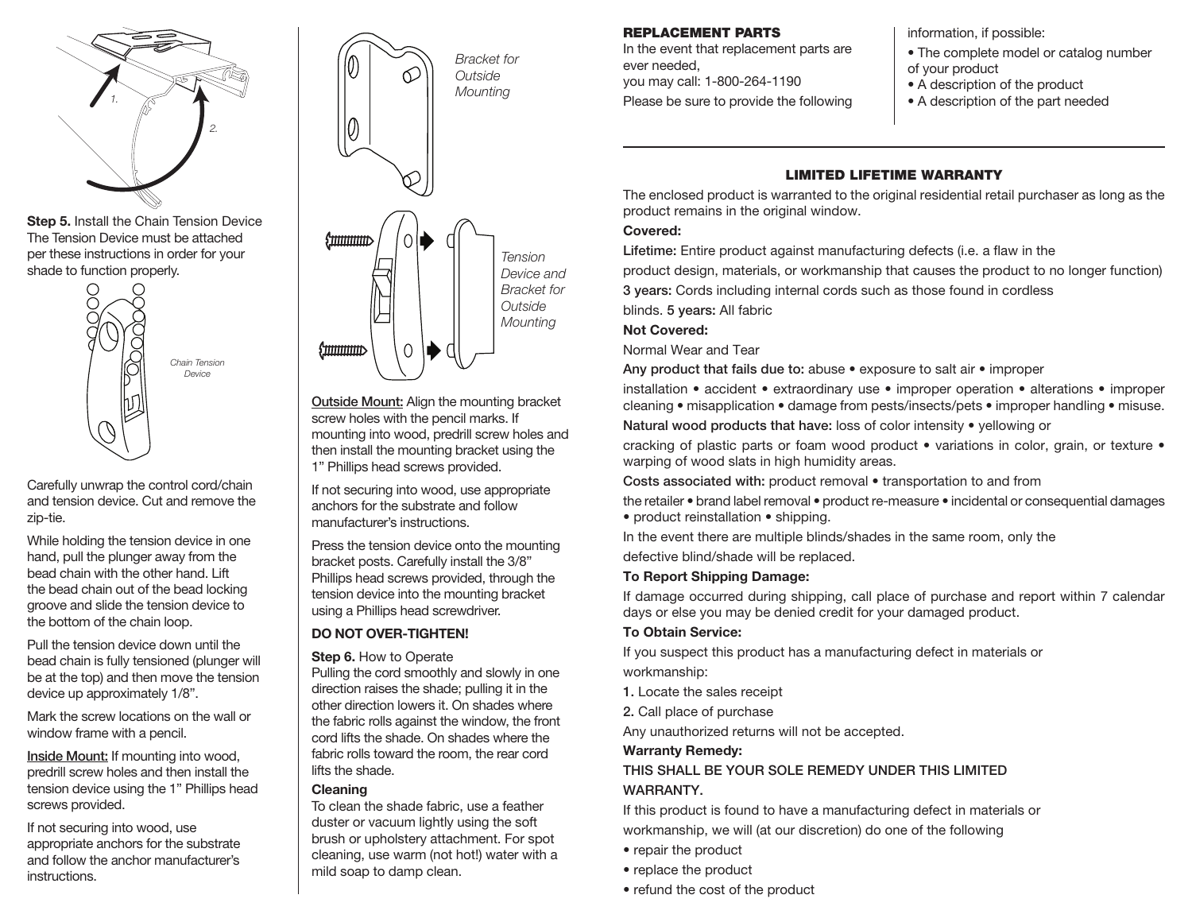1.

2.

**Step 5.** Install the Chain Tension Device
The Tension Device must be attached per these instructions in order for your shade to function properly.

Chain Tension Device

Carefully unwrap the control cord/chain and tension device. Cut and remove the zip-tie.

While holding the tension device in one hand, pull the plunger away from the bead chain with the other hand. Lift the bead chain out of the bead locking groove and slide the tension device to the bottom of the chain loop.

Pull the tension device down until the bead chain is fully tensioned (plunger will be at the top) and then move the tension device up approximately 1/8".

Mark the screw locations on the wall or window frame with a pencil.

Inside Mount: If mounting into wood, predrill screw holes and then install the tension device using the 1" Phillips head screws provided.

If not securing into wood, use appropriate anchors for the substrate and follow the anchor manufacturer's instructions.

*Bracket for Outside Mounting*

*Tension Device and Bracket for Outside Mounting*

Outside Mount: Align the mounting bracket screw holes with the pencil marks. If mounting into wood, predrill screw holes and then install the mounting bracket using the 1" Phillips head screws provided.

If not securing into wood, use appropriate anchors for the substrate and follow manufacturer's instructions.

Press the tension device onto the mounting bracket posts. Carefully install the 3/8" Phillips head screws provided, through the tension device into the mounting bracket using a Phillips head screwdriver.

**DO NOT OVER-TIGHTEN!**

**Step 6.** How to Operate
Pulling the cord smoothly and slowly in one direction raises the shade; pulling it in the other direction lowers it. On shades where the fabric rolls against the window, the front cord lifts the shade. On shades where the fabric rolls toward the room, the rear cord lifts the shade.

**Cleaning**
To clean the shade fabric, use a feather duster or vacuum lightly using the soft brush or upholstery attachment. For spot cleaning, use warm (not hot!) water with a mild soap to damp clean.

**REPLACEMENT PARTS**
In the event that replacement parts are ever needed,
you may call: 1-800-264-1190
Please be sure to provide the following information, if possible:

- The complete model or catalog number of your product
- A description of the product
- A description of the part needed

**LIMITED LIFETIME WARRANTY**

The enclosed product is warranted to the original residential retail purchaser as long as the product remains in the original window.

**Covered:**

**Lifetime:** Entire product against manufacturing defects (i.e. a flaw in the product design, materials, or workmanship that causes the product to no longer function)
**3 years:** Cords including internal cords such as those found in cordless blinds. **5 years:** All fabric

**Not Covered:**

Normal Wear and Tear

**Any product that fails due to:** abuse • exposure to salt air • improper installation • accident • extraordinary use • improper operation • alterations • improper cleaning • misapplication • damage from pests/insects/pets • improper handling • misuse.

**Natural wood products that have:** loss of color intensity • yellowing or cracking of plastic parts or foam wood product • variations in color, grain, or texture • warping of wood slats in high humidity areas.

**Costs associated with:** product removal • transportation to and from the retailer • brand label removal • product re-measure • incidental or consequential damages • product reinstallation • shipping.

In the event there are multiple blinds/shades in the same room, only the defective blind/shade will be replaced.

**To Report Shipping Damage:**

If damage occurred during shipping, call place of purchase and report within 7 calendar days or else you may be denied credit for your damaged product.

**To Obtain Service:**

If you suspect this product has a manufacturing defect in materials or workmanship:

1. Locate the sales receipt
2. Call place of purchase

Any unauthorized returns will not be accepted.

**Warranty Remedy:**

THIS SHALL BE YOUR SOLE REMEDY UNDER THIS LIMITED WARRANTY.

If this product is found to have a manufacturing defect in materials or workmanship, we will (at our discretion) do one of the following

- repair the product
- replace the product
- refund the cost of the product